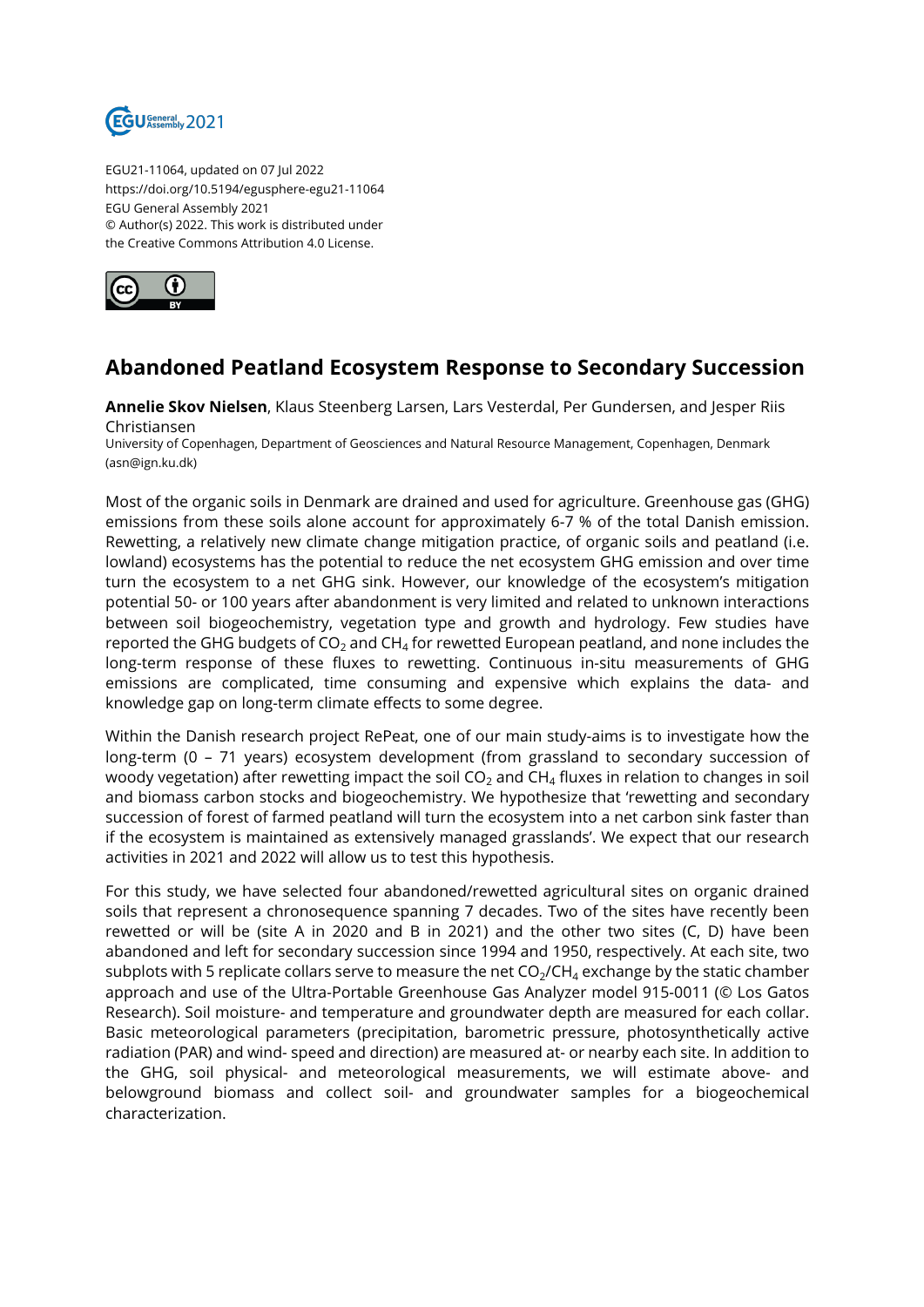EGU21-11064, updated on 07 Jul 2022
https://doi.org/10.5194/egusphere-egu21-11064
EGU General Assembly 2021
© Author(s) 2022. This work is distributed under
the Creative Commons Attribution 4.0 License.

# Abandoned Peatland Ecosystem Response to Secondary Succession

**Annelie Skov Nielsen**, Klaus Steenberg Larsen, Lars Vesterdal, Per Gundersen, and Jesper Riis Christiansen

University of Copenhagen, Department of Geosciences and Natural Resource Management, Copenhagen, Denmark (asn@ign.ku.dk)

Most of the organic soils in Denmark are drained and used for agriculture. Greenhouse gas (GHG) emissions from these soils alone account for approximately 6-7 % of the total Danish emission. Rewetting, a relatively new climate change mitigation practice, of organic soils and peatland (i.e. lowland) ecosystems has the potential to reduce the net ecosystem GHG emission and over time turn the ecosystem to a net GHG sink. However, our knowledge of the ecosystem's mitigation potential 50- or 100 years after abandonment is very limited and related to unknown interactions between soil biogeochemistry, vegetation type and growth and hydrology. Few studies have reported the GHG budgets of $CO_2$ and $CH_4$ for rewetted European peatland, and none includes the long-term response of these fluxes to rewetting. Continuous in-situ measurements of GHG emissions are complicated, time consuming and expensive which explains the data- and knowledge gap on long-term climate effects to some degree.

Within the Danish research project RePeat, one of our main study-aims is to investigate how the long-term (0 – 71 years) ecosystem development (from grassland to secondary succession of woody vegetation) after rewetting impact the soil $CO_2$ and $CH_4$ fluxes in relation to changes in soil and biomass carbon stocks and biogeochemistry. We hypothesize that 'rewetting and secondary succession of forest of farmed peatland will turn the ecosystem into a net carbon sink faster than if the ecosystem is maintained as extensively managed grasslands'. We expect that our research activities in 2021 and 2022 will allow us to test this hypothesis.

For this study, we have selected four abandoned/rewetted agricultural sites on organic drained soils that represent a chronosequence spanning 7 decades. Two of the sites have recently been rewetted or will be (site A in 2020 and B in 2021) and the other two sites (C, D) have been abandoned and left for secondary succession since 1994 and 1950, respectively. At each site, two subplots with 5 replicate collars serve to measure the net $CO_2$/$CH_4$ exchange by the static chamber approach and use of the Ultra-Portable Greenhouse Gas Analyzer model 915-0011 (© Los Gatos Research). Soil moisture- and temperature and groundwater depth are measured for each collar. Basic meteorological parameters (precipitation, barometric pressure, photosynthetically active radiation (PAR) and wind- speed and direction) are measured at- or nearby each site. In addition to the GHG, soil physical- and meteorological measurements, we will estimate above- and belowground biomass and collect soil- and groundwater samples for a biogeochemical characterization.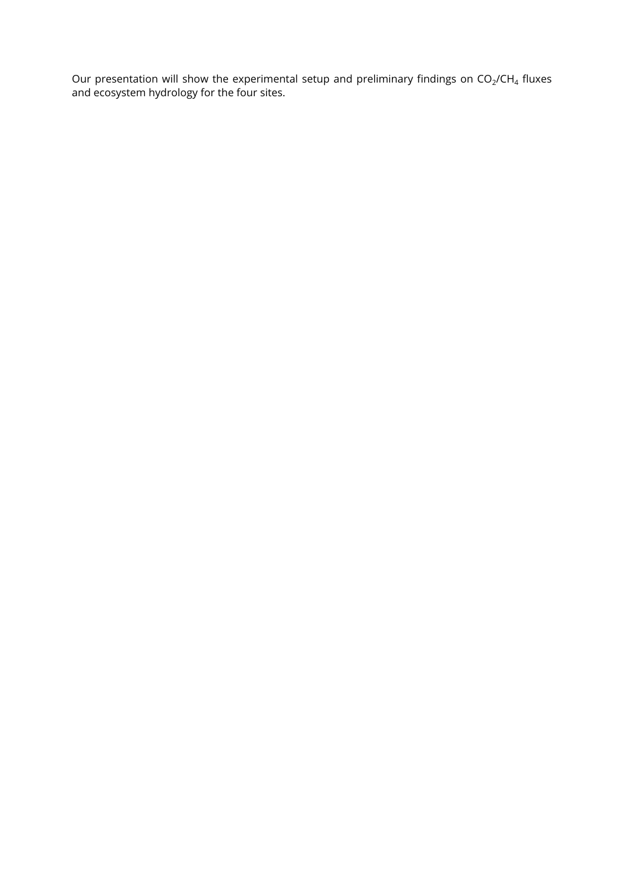Our presentation will show the experimental setup and preliminary findings on $CO_2$/$CH_4$ fluxes and ecosystem hydrology for the four sites.